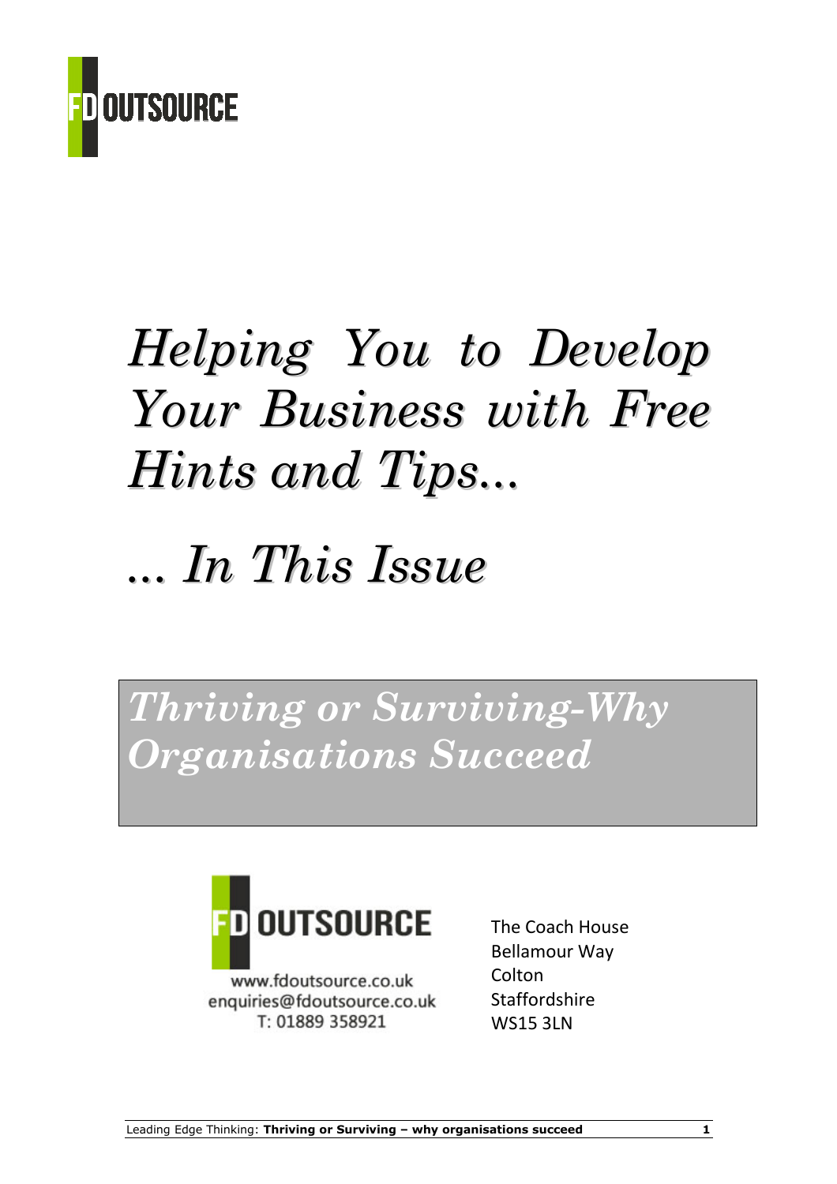FD OUTSOURCE

# *Helping You to Develop Your Business with Free Hints and Tips...*

# *... In This Issue*

## *Thriving or Surviving-Why Organisations Succeed*

FD OUTSOURCE

www.fdoutsource.co.uk
enquiries@fdoutsource.co.uk
T: 01889 358921

The Coach House
Bellamour Way
Colton
Staffordshire
WS15 3LN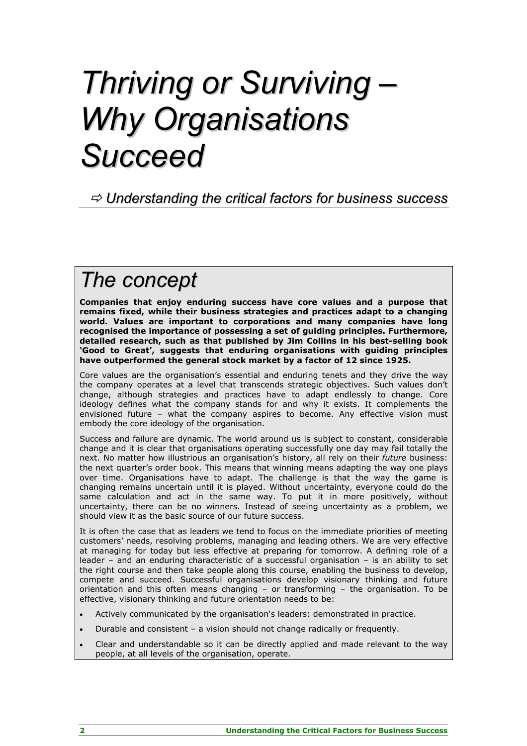# *Thriving or Surviving – Why Organisations Succeed*

*⇨ Understanding the critical factors for business success*

## *The concept*

**Companies that enjoy enduring success have core values and a purpose that remains fixed, while their business strategies and practices adapt to a changing world. Values are important to corporations and many companies have long recognised the importance of possessing a set of guiding principles. Furthermore, detailed research, such as that published by Jim Collins in his best-selling book 'Good to Great', suggests that enduring organisations with guiding principles have outperformed the general stock market by a factor of 12 since 1925.**

Core values are the organisation's essential and enduring tenets and they drive the way the company operates at a level that transcends strategic objectives. Such values don't change, although strategies and practices have to adapt endlessly to change. Core ideology defines what the company stands for and why it exists. It complements the envisioned future – what the company aspires to become. Any effective vision must embody the core ideology of the organisation.

Success and failure are dynamic. The world around us is subject to constant, considerable change and it is clear that organisations operating successfully one day may fail totally the next. No matter how illustrious an organisation's history, all rely on their *future* business: the next quarter's order book. This means that winning means adapting the way one plays over time. Organisations have to adapt. The challenge is that the way the game is changing remains uncertain until it is played. Without uncertainty, everyone could do the same calculation and act in the same way. To put it in more positively, without uncertainty, there can be no winners. Instead of seeing uncertainty as a problem, we should view it as the basic source of our future success.

It is often the case that as leaders we tend to focus on the immediate priorities of meeting customers' needs, resolving problems, managing and leading others. We are very effective at managing for today but less effective at preparing for tomorrow. A defining role of a leader – and an enduring characteristic of a successful organisation – is an ability to set the right course and then take people along this course, enabling the business to develop, compete and succeed. Successful organisations develop visionary thinking and future orientation and this often means changing – or transforming – the organisation. To be effective, visionary thinking and future orientation needs to be:

- Actively communicated by the organisation's leaders: demonstrated in practice.
- Durable and consistent – a vision should not change radically or frequently.
- Clear and understandable so it can be directly applied and made relevant to the way people, at all levels of the organisation, operate.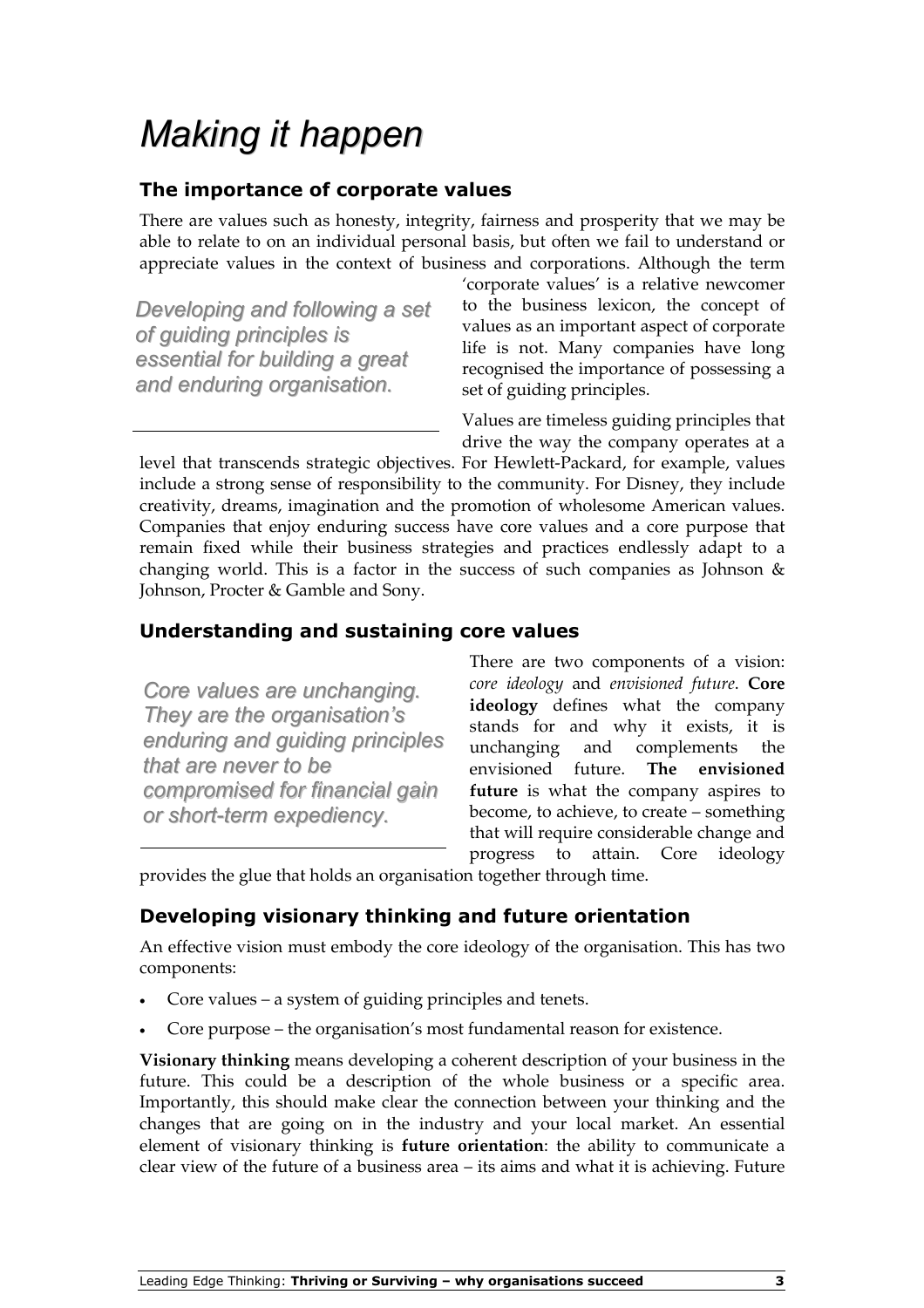# Making it happen

## The importance of corporate values

There are values such as honesty, integrity, fairness and prosperity that we may be able to relate to on an individual personal basis, but often we fail to understand or appreciate values in the context of business and corporations. Although the term 'corporate values' is a relative newcomer to the business lexicon, the concept of values as an important aspect of corporate life is not. Many companies have long recognised the importance of possessing a set of guiding principles.

*Developing and following a set of guiding principles is essential for building a great and enduring organisation.*

Values are timeless guiding principles that drive the way the company operates at a level that transcends strategic objectives. For Hewlett-Packard, for example, values include a strong sense of responsibility to the community. For Disney, they include creativity, dreams, imagination and the promotion of wholesome American values. Companies that enjoy enduring success have core values and a core purpose that remain fixed while their business strategies and practices endlessly adapt to a changing world. This is a factor in the success of such companies as Johnson & Johnson, Procter & Gamble and Sony.

## Understanding and sustaining core values

*Core values are unchanging. They are the organisation's enduring and guiding principles that are never to be compromised for financial gain or short-term expediency.*

There are two components of a vision: *core ideology* and *envisioned future*. **Core ideology** defines what the company stands for and why it exists, it is unchanging and complements the envisioned future. **The envisioned future** is what the company aspires to become, to achieve, to create – something that will require considerable change and progress to attain. Core ideology provides the glue that holds an organisation together through time.

## Developing visionary thinking and future orientation

An effective vision must embody the core ideology of the organisation. This has two components:

- Core values – a system of guiding principles and tenets.
- Core purpose – the organisation's most fundamental reason for existence.

**Visionary thinking** means developing a coherent description of your business in the future. This could be a description of the whole business or a specific area. Importantly, this should make clear the connection between your thinking and the changes that are going on in the industry and your local market. An essential element of visionary thinking is **future orientation**: the ability to communicate a clear view of the future of a business area – its aims and what it is achieving. Future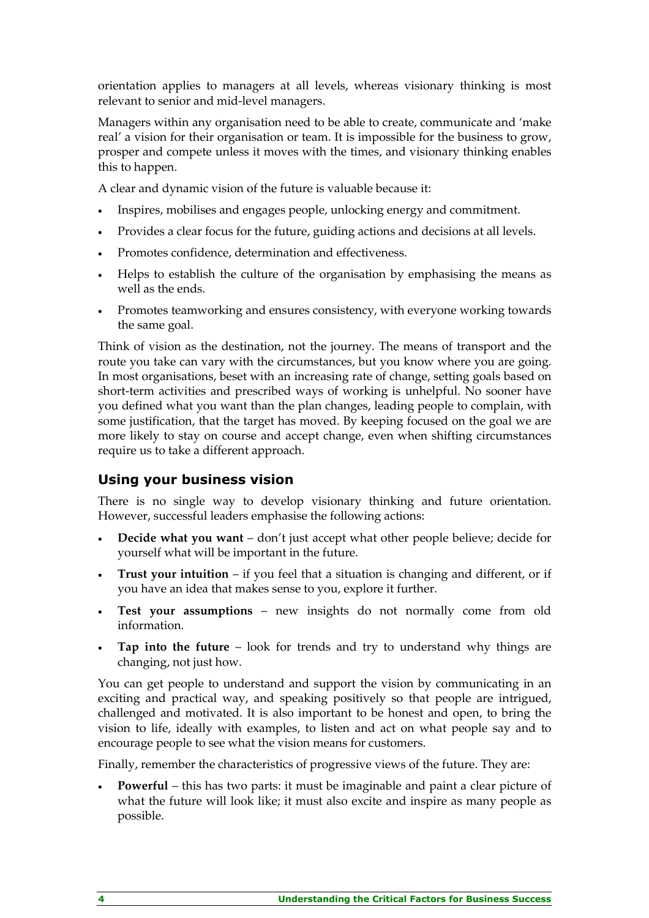orientation applies to managers at all levels, whereas visionary thinking is most relevant to senior and mid-level managers.

Managers within any organisation need to be able to create, communicate and 'make real' a vision for their organisation or team. It is impossible for the business to grow, prosper and compete unless it moves with the times, and visionary thinking enables this to happen.

A clear and dynamic vision of the future is valuable because it:

- Inspires, mobilises and engages people, unlocking energy and commitment.
- Provides a clear focus for the future, guiding actions and decisions at all levels.
- Promotes confidence, determination and effectiveness.
- Helps to establish the culture of the organisation by emphasising the means as well as the ends.
- Promotes teamworking and ensures consistency, with everyone working towards the same goal.

Think of vision as the destination, not the journey. The means of transport and the route you take can vary with the circumstances, but you know where you are going. In most organisations, beset with an increasing rate of change, setting goals based on short-term activities and prescribed ways of working is unhelpful. No sooner have you defined what you want than the plan changes, leading people to complain, with some justification, that the target has moved. By keeping focused on the goal we are more likely to stay on course and accept change, even when shifting circumstances require us to take a different approach.

## Using your business vision

There is no single way to develop visionary thinking and future orientation. However, successful leaders emphasise the following actions:

- **Decide what you want** – don't just accept what other people believe; decide for yourself what will be important in the future.
- **Trust your intuition** – if you feel that a situation is changing and different, or if you have an idea that makes sense to you, explore it further.
- **Test your assumptions** – new insights do not normally come from old information.
- **Tap into the future** – look for trends and try to understand why things are changing, not just how.

You can get people to understand and support the vision by communicating in an exciting and practical way, and speaking positively so that people are intrigued, challenged and motivated. It is also important to be honest and open, to bring the vision to life, ideally with examples, to listen and act on what people say and to encourage people to see what the vision means for customers.

Finally, remember the characteristics of progressive views of the future. They are:

- **Powerful** – this has two parts: it must be imaginable and paint a clear picture of what the future will look like; it must also excite and inspire as many people as possible.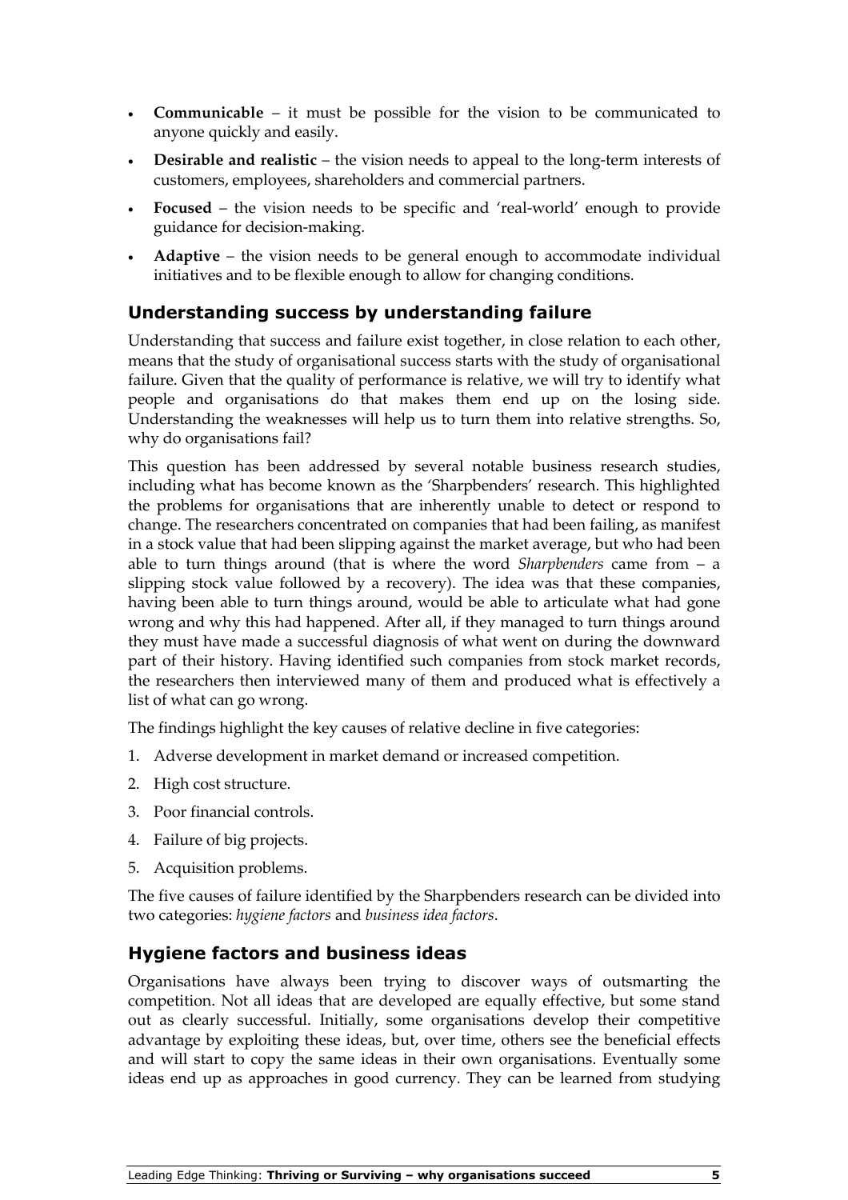- **Communicable** – it must be possible for the vision to be communicated to anyone quickly and easily.
- **Desirable and realistic** – the vision needs to appeal to the long-term interests of customers, employees, shareholders and commercial partners.
- **Focused** – the vision needs to be specific and 'real-world' enough to provide guidance for decision-making.
- **Adaptive** – the vision needs to be general enough to accommodate individual initiatives and to be flexible enough to allow for changing conditions.

## Understanding success by understanding failure

Understanding that success and failure exist together, in close relation to each other, means that the study of organisational success starts with the study of organisational failure. Given that the quality of performance is relative, we will try to identify what people and organisations do that makes them end up on the losing side. Understanding the weaknesses will help us to turn them into relative strengths. So, why do organisations fail?

This question has been addressed by several notable business research studies, including what has become known as the 'Sharpbenders' research. This highlighted the problems for organisations that are inherently unable to detect or respond to change. The researchers concentrated on companies that had been failing, as manifest in a stock value that had been slipping against the market average, but who had been able to turn things around (that is where the word *Sharpbenders* came from – a slipping stock value followed by a recovery). The idea was that these companies, having been able to turn things around, would be able to articulate what had gone wrong and why this had happened. After all, if they managed to turn things around they must have made a successful diagnosis of what went on during the downward part of their history. Having identified such companies from stock market records, the researchers then interviewed many of them and produced what is effectively a list of what can go wrong.

The findings highlight the key causes of relative decline in five categories:

1. Adverse development in market demand or increased competition.
2. High cost structure.
3. Poor financial controls.
4. Failure of big projects.
5. Acquisition problems.

The five causes of failure identified by the Sharpbenders research can be divided into two categories: *hygiene factors* and *business idea factors*.

## Hygiene factors and business ideas

Organisations have always been trying to discover ways of outsmarting the competition. Not all ideas that are developed are equally effective, but some stand out as clearly successful. Initially, some organisations develop their competitive advantage by exploiting these ideas, but, over time, others see the beneficial effects and will start to copy the same ideas in their own organisations. Eventually some ideas end up as approaches in good currency. They can be learned from studying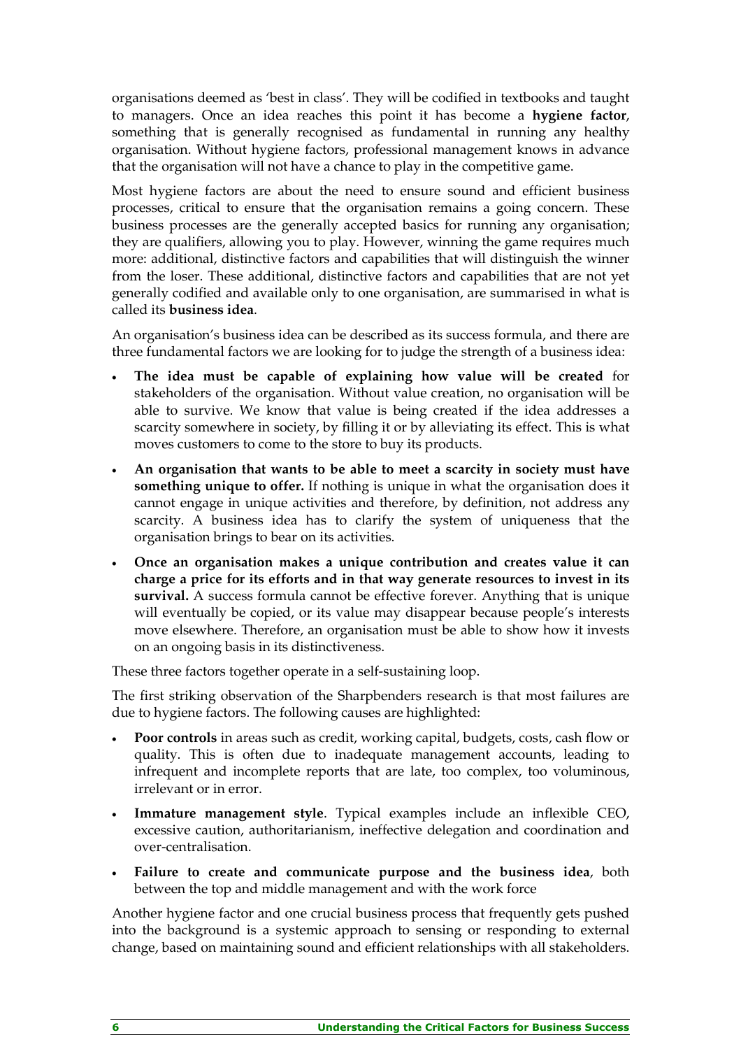organisations deemed as 'best in class'. They will be codified in textbooks and taught to managers. Once an idea reaches this point it has become a **hygiene factor**, something that is generally recognised as fundamental in running any healthy organisation. Without hygiene factors, professional management knows in advance that the organisation will not have a chance to play in the competitive game.

Most hygiene factors are about the need to ensure sound and efficient business processes, critical to ensure that the organisation remains a going concern. These business processes are the generally accepted basics for running any organisation; they are qualifiers, allowing you to play. However, winning the game requires much more: additional, distinctive factors and capabilities that will distinguish the winner from the loser. These additional, distinctive factors and capabilities that are not yet generally codified and available only to one organisation, are summarised in what is called its **business idea**.

An organisation's business idea can be described as its success formula, and there are three fundamental factors we are looking for to judge the strength of a business idea:

- **The idea must be capable of explaining how value will be created** for stakeholders of the organisation. Without value creation, no organisation will be able to survive. We know that value is being created if the idea addresses a scarcity somewhere in society, by filling it or by alleviating its effect. This is what moves customers to come to the store to buy its products.
- **An organisation that wants to be able to meet a scarcity in society must have something unique to offer.** If nothing is unique in what the organisation does it cannot engage in unique activities and therefore, by definition, not address any scarcity. A business idea has to clarify the system of uniqueness that the organisation brings to bear on its activities.
- **Once an organisation makes a unique contribution and creates value it can charge a price for its efforts and in that way generate resources to invest in its survival.** A success formula cannot be effective forever. Anything that is unique will eventually be copied, or its value may disappear because people's interests move elsewhere. Therefore, an organisation must be able to show how it invests on an ongoing basis in its distinctiveness.

These three factors together operate in a self-sustaining loop.

The first striking observation of the Sharpbenders research is that most failures are due to hygiene factors. The following causes are highlighted:

- **Poor controls** in areas such as credit, working capital, budgets, costs, cash flow or quality. This is often due to inadequate management accounts, leading to infrequent and incomplete reports that are late, too complex, too voluminous, irrelevant or in error.
- **Immature management style**. Typical examples include an inflexible CEO, excessive caution, authoritarianism, ineffective delegation and coordination and over-centralisation.
- **Failure to create and communicate purpose and the business idea**, both between the top and middle management and with the work force

Another hygiene factor and one crucial business process that frequently gets pushed into the background is a systemic approach to sensing or responding to external change, based on maintaining sound and efficient relationships with all stakeholders.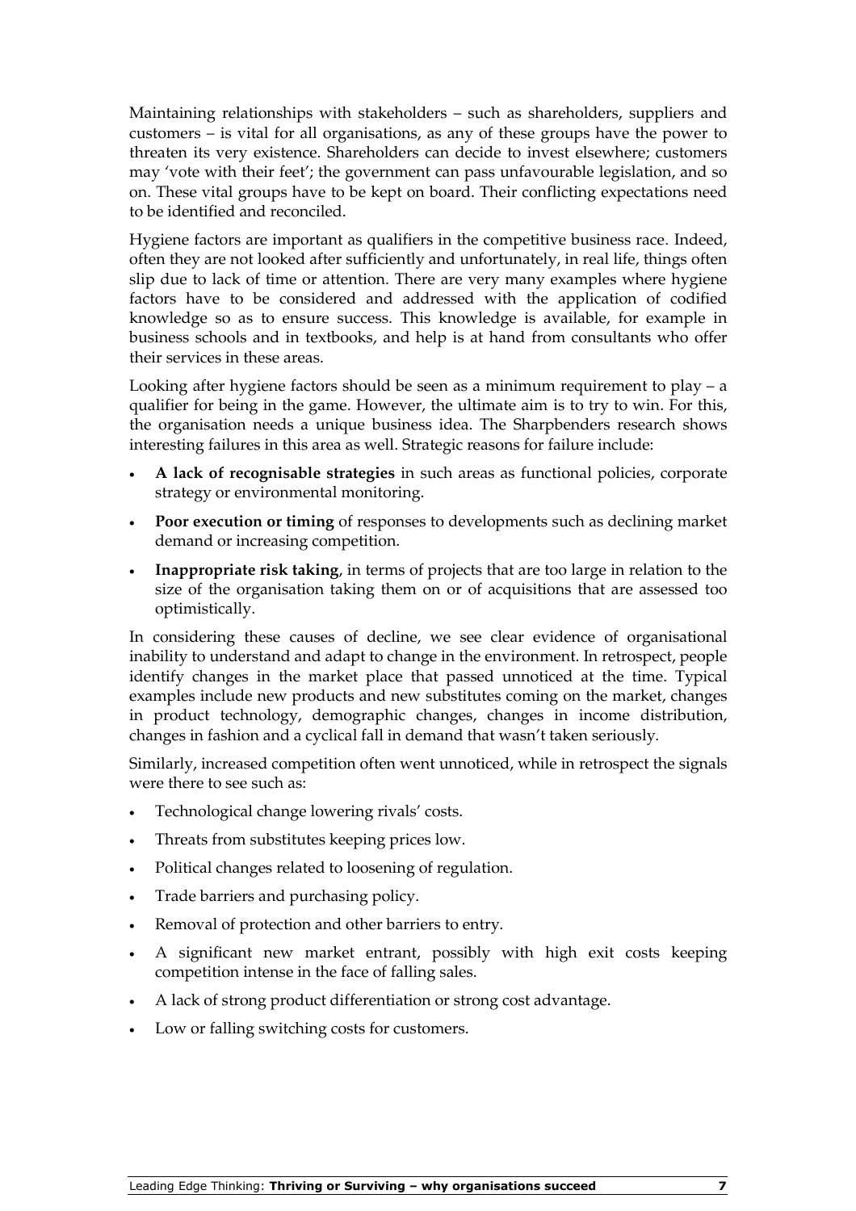Maintaining relationships with stakeholders – such as shareholders, suppliers and customers – is vital for all organisations, as any of these groups have the power to threaten its very existence. Shareholders can decide to invest elsewhere; customers may 'vote with their feet'; the government can pass unfavourable legislation, and so on. These vital groups have to be kept on board. Their conflicting expectations need to be identified and reconciled.

Hygiene factors are important as qualifiers in the competitive business race. Indeed, often they are not looked after sufficiently and unfortunately, in real life, things often slip due to lack of time or attention. There are very many examples where hygiene factors have to be considered and addressed with the application of codified knowledge so as to ensure success. This knowledge is available, for example in business schools and in textbooks, and help is at hand from consultants who offer their services in these areas.

Looking after hygiene factors should be seen as a minimum requirement to play – a qualifier for being in the game. However, the ultimate aim is to try to win. For this, the organisation needs a unique business idea. The Sharpbenders research shows interesting failures in this area as well. Strategic reasons for failure include:

- **A lack of recognisable strategies** in such areas as functional policies, corporate strategy or environmental monitoring.
- **Poor execution or timing** of responses to developments such as declining market demand or increasing competition.
- **Inappropriate risk taking**, in terms of projects that are too large in relation to the size of the organisation taking them on or of acquisitions that are assessed too optimistically.

In considering these causes of decline, we see clear evidence of organisational inability to understand and adapt to change in the environment. In retrospect, people identify changes in the market place that passed unnoticed at the time. Typical examples include new products and new substitutes coming on the market, changes in product technology, demographic changes, changes in income distribution, changes in fashion and a cyclical fall in demand that wasn't taken seriously.

Similarly, increased competition often went unnoticed, while in retrospect the signals were there to see such as:

- Technological change lowering rivals' costs.
- Threats from substitutes keeping prices low.
- Political changes related to loosening of regulation.
- Trade barriers and purchasing policy.
- Removal of protection and other barriers to entry.
- A significant new market entrant, possibly with high exit costs keeping competition intense in the face of falling sales.
- A lack of strong product differentiation or strong cost advantage.
- Low or falling switching costs for customers.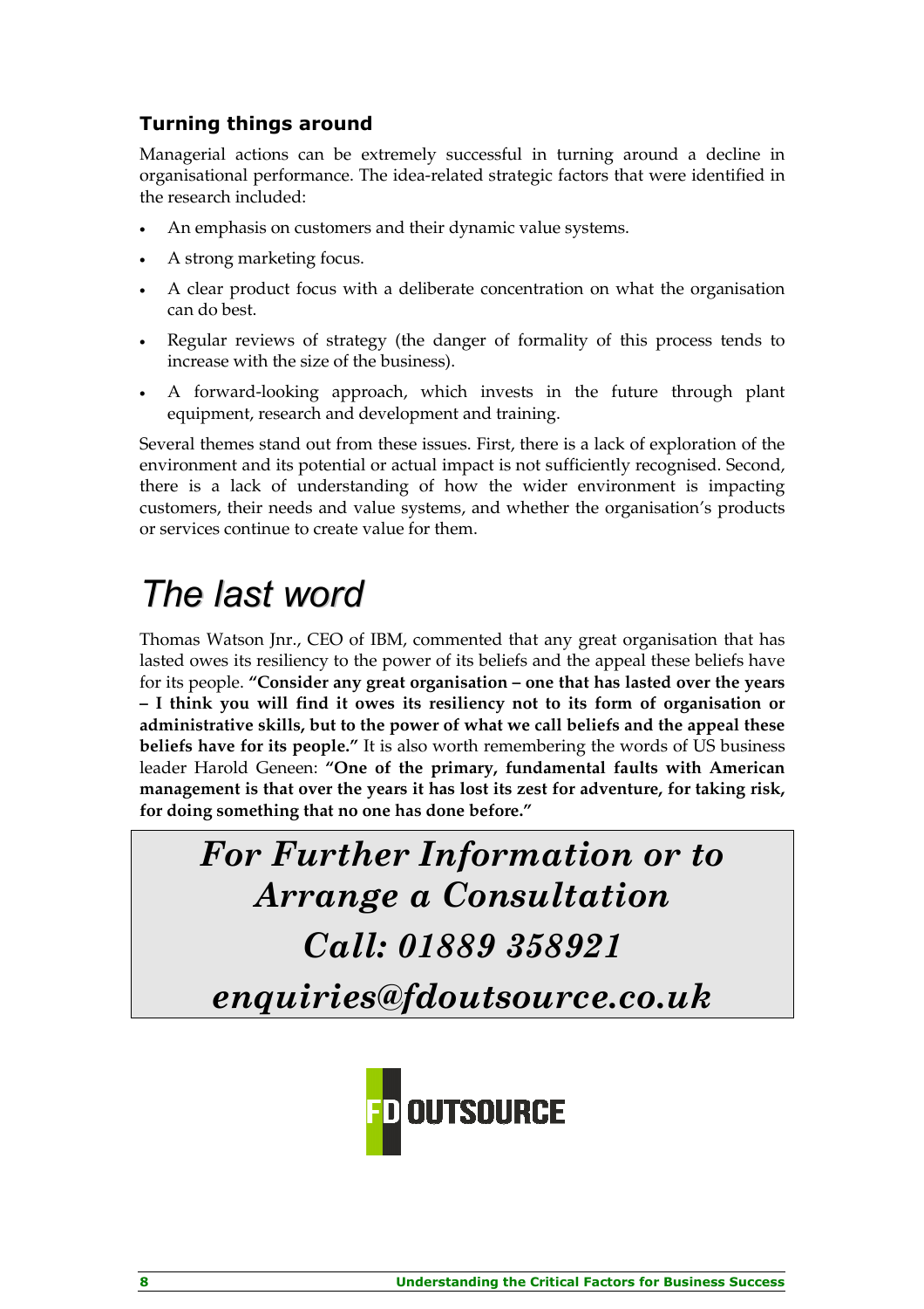### Turning things around

Managerial actions can be extremely successful in turning around a decline in organisational performance. The idea-related strategic factors that were identified in the research included:

- An emphasis on customers and their dynamic value systems.
- A strong marketing focus.
- A clear product focus with a deliberate concentration on what the organisation can do best.
- Regular reviews of strategy (the danger of formality of this process tends to increase with the size of the business).
- A forward-looking approach, which invests in the future through plant equipment, research and development and training.

Several themes stand out from these issues. First, there is a lack of exploration of the environment and its potential or actual impact is not sufficiently recognised. Second, there is a lack of understanding of how the wider environment is impacting customers, their needs and value systems, and whether the organisation's products or services continue to create value for them.

# *The last word*

Thomas Watson Jnr., CEO of IBM, commented that any great organisation that has lasted owes its resiliency to the power of its beliefs and the appeal these beliefs have for its people. **"Consider any great organisation – one that has lasted over the years – I think you will find it owes its resiliency not to its form of organisation or administrative skills, but to the power of what we call beliefs and the appeal these beliefs have for its people."** It is also worth remembering the words of US business leader Harold Geneen: **"One of the primary, fundamental faults with American management is that over the years it has lost its zest for adventure, for taking risk, for doing something that no one has done before."**

***For Further Information or to Arrange a Consultation***

***Call: 01889 358921***

***enquiries@fdoutsource.co.uk***

FD OUTSOURCE